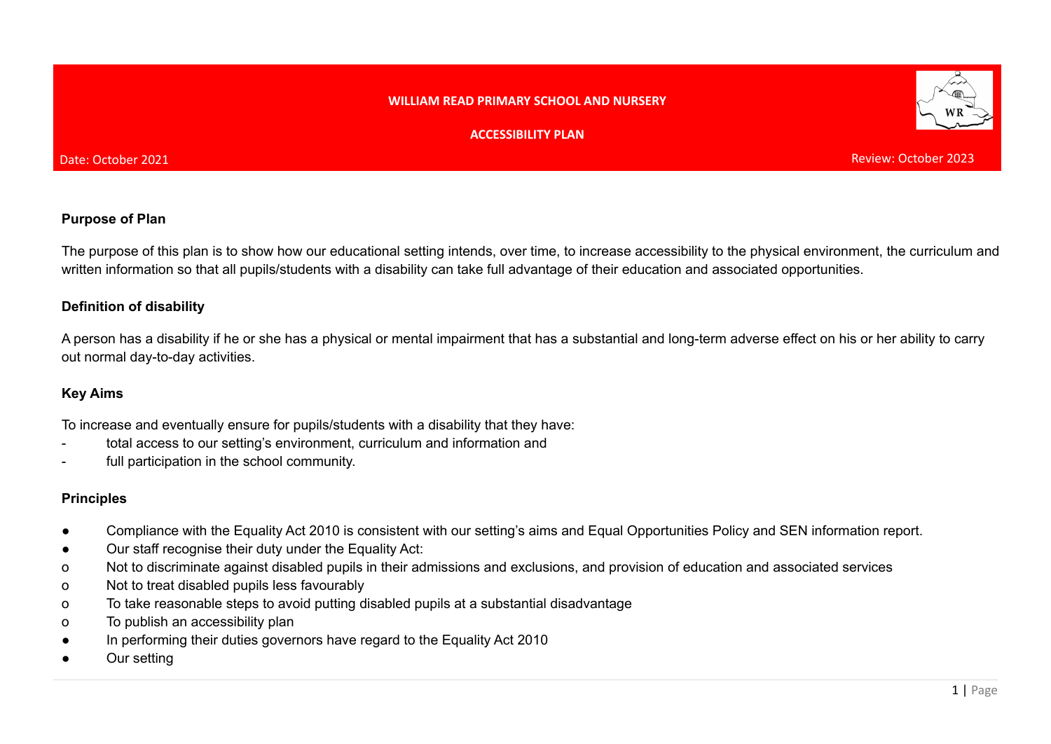**WILLIAM READ PRIMARY SCHOOL AND NURSERY**

**ACCESSIBILITY PLAN**

Date: October 2021

Review: October 2023

**Purpose of Plan**

The purpose of this plan is to show how our educational setting intends, over time, to increase accessibility to the physical environment, the curriculum and written information so that all pupils/students with a disability can take full advantage of their education and associated opportunities.

**Definition of disability**

A person has a disability if he or she has a physical or mental impairment that has a substantial and long-term adverse effect on his or her ability to carry out normal day-to-day activities.

**Key Aims**

To increase and eventually ensure for pupils/students with a disability that they have:

- total access to our setting's environment, curriculum and information and
- full participation in the school community.

**Principles**

- Compliance with the Equality Act 2010 is consistent with our setting's aims and Equal Opportunities Policy and SEN information report.
- Our staff recognise their duty under the Equality Act:
  - Not to discriminate against disabled pupils in their admissions and exclusions, and provision of education and associated services
  - Not to treat disabled pupils less favourably
  - To take reasonable steps to avoid putting disabled pupils at a substantial disadvantage
  - To publish an accessibility plan
- In performing their duties governors have regard to the Equality Act 2010
- Our setting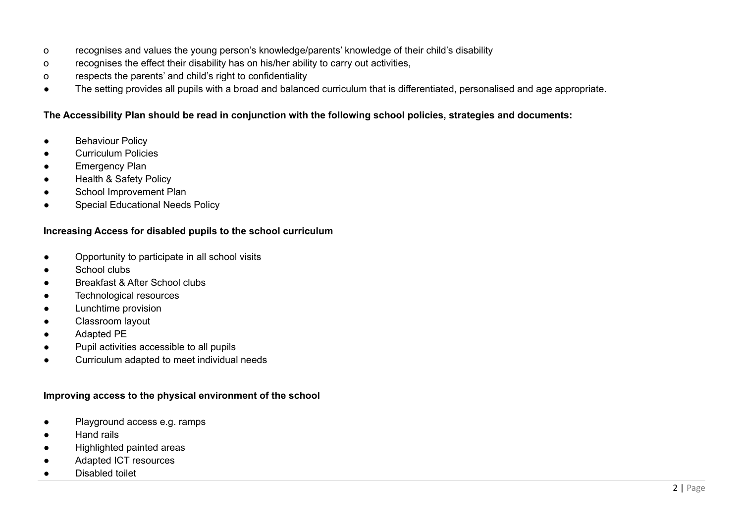- recognises and values the young person's knowledge/parents' knowledge of their child's disability
- recognises the effect their disability has on his/her ability to carry out activities,
- respects the parents' and child's right to confidentiality

- The setting provides all pupils with a broad and balanced curriculum that is differentiated, personalised and age appropriate.

**The Accessibility Plan should be read in conjunction with the following school policies, strategies and documents:**

- Behaviour Policy
- Curriculum Policies
- Emergency Plan
- Health & Safety Policy
- School Improvement Plan
- Special Educational Needs Policy

**Increasing Access for disabled pupils to the school curriculum**

- Opportunity to participate in all school visits
- School clubs
- Breakfast & After School clubs
- Technological resources
- Lunchtime provision
- Classroom layout
- Adapted PE
- Pupil activities accessible to all pupils
- Curriculum adapted to meet individual needs

**Improving access to the physical environment of the school**

- Playground access e.g. ramps
- Hand rails
- Highlighted painted areas
- Adapted ICT resources
- Disabled toilet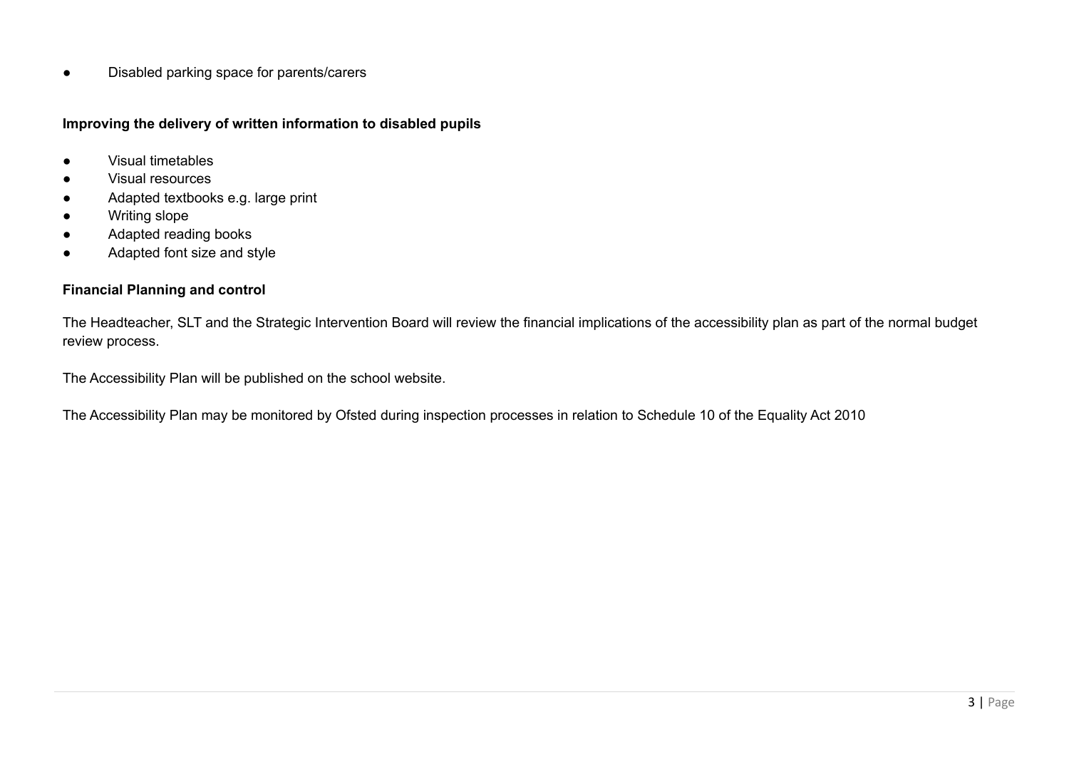- Disabled parking space for parents/carers

**Improving the delivery of written information to disabled pupils**

- Visual timetables
- Visual resources
- Adapted textbooks e.g. large print
- Writing slope
- Adapted reading books
- Adapted font size and style

**Financial Planning and control**

The Headteacher, SLT and the Strategic Intervention Board will review the financial implications of the accessibility plan as part of the normal budget review process.

The Accessibility Plan will be published on the school website.

The Accessibility Plan may be monitored by Ofsted during inspection processes in relation to Schedule 10 of the Equality Act 2010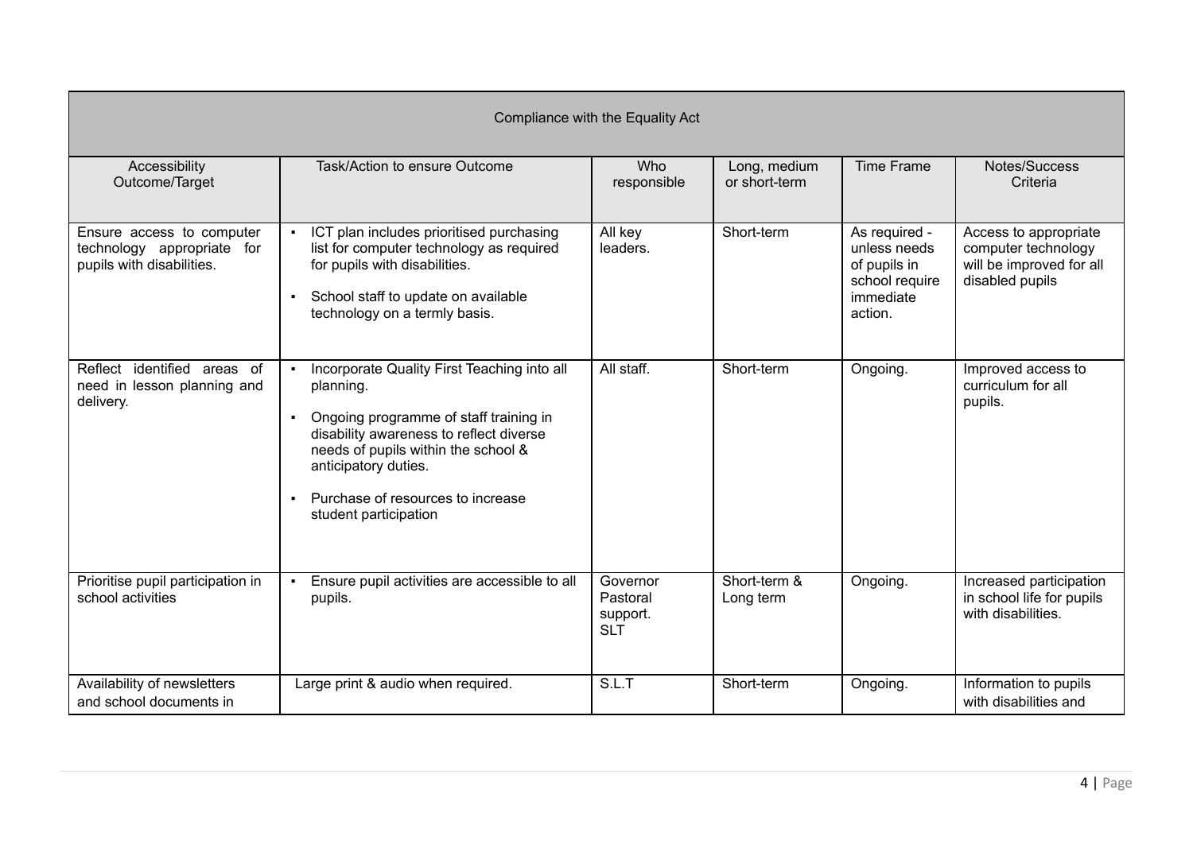| Compliance with the Equality Act | | | | | |
|---|---|---|---|---|---|
| Accessibility Outcome/Target | Task/Action to ensure Outcome | Who responsible | Long, medium or short-term | Time Frame | Notes/Success Criteria |
| Ensure access to computer technology appropriate for pupils with disabilities. | ▪ ICT plan includes prioritised purchasing list for computer technology as required for pupils with disabilities.<br>▪ School staff to update on available technology on a termly basis. | All key leaders. | Short-term | As required - unless needs of pupils in school require immediate action. | Access to appropriate computer technology will be improved for all disabled pupils |
| Reflect identified areas of need in lesson planning and delivery. | ▪ Incorporate Quality First Teaching into all planning.<br>▪ Ongoing programme of staff training in disability awareness to reflect diverse needs of pupils within the school & anticipatory duties.<br>▪ Purchase of resources to increase student participation | All staff. | Short-term | Ongoing. | Improved access to curriculum for all pupils. |
| Prioritise pupil participation in school activities | ▪ Ensure pupil activities are accessible to all pupils. | Governor Pastoral support. SLT | Short-term & Long term | Ongoing. | Increased participation in school life for pupils with disabilities. |
| Availability of newsletters and school documents in | Large print & audio when required. | S.L.T | Short-term | Ongoing. | Information to pupils with disabilities and |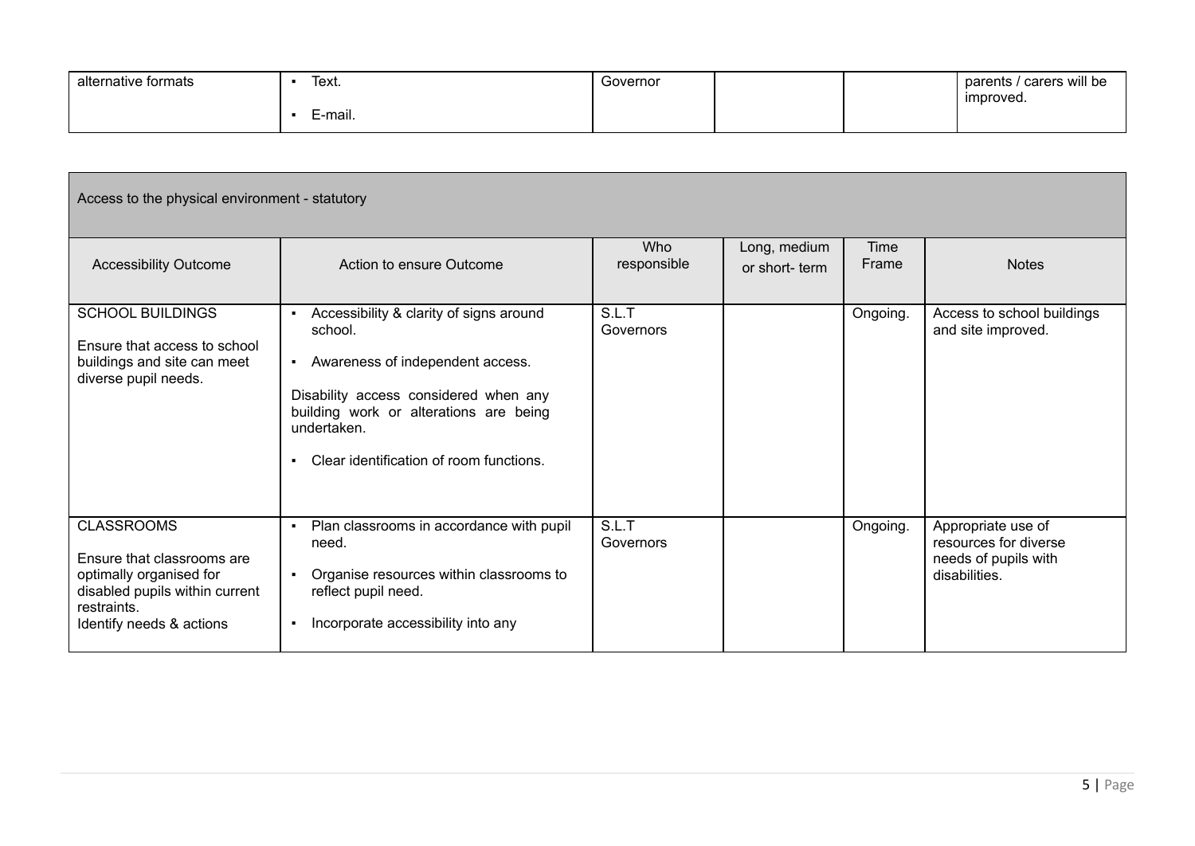| alternative formats | ▪ Text.<br>▪ E-mail. | Governor | | | parents / carers will be improved. |
|---|---|---|---|---|---|

| Access to the physical environment - statutory | | | | | |
|---|---|---|---|---|---|
| **Accessibility Outcome** | **Action to ensure Outcome** | **Who responsible** | **Long, medium or short- term** | **Time Frame** | **Notes** |
| SCHOOL BUILDINGS<br><br>Ensure that access to school buildings and site can meet diverse pupil needs. | ▪ Accessibility & clarity of signs around school.<br>▪ Awareness of independent access.<br><br>Disability access considered when any building work or alterations are being undertaken.<br><br>▪ Clear identification of room functions. | S.L.T<br>Governors | | Ongoing. | Access to school buildings and site improved. |
| CLASSROOMS<br><br>Ensure that classrooms are optimally organised for disabled pupils within current restraints.<br>Identify needs & actions | ▪ Plan classrooms in accordance with pupil need.<br>▪ Organise resources within classrooms to reflect pupil need.<br>▪ Incorporate accessibility into any | S.L.T<br>Governors | | Ongoing. | Appropriate use of resources for diverse needs of pupils with disabilities. |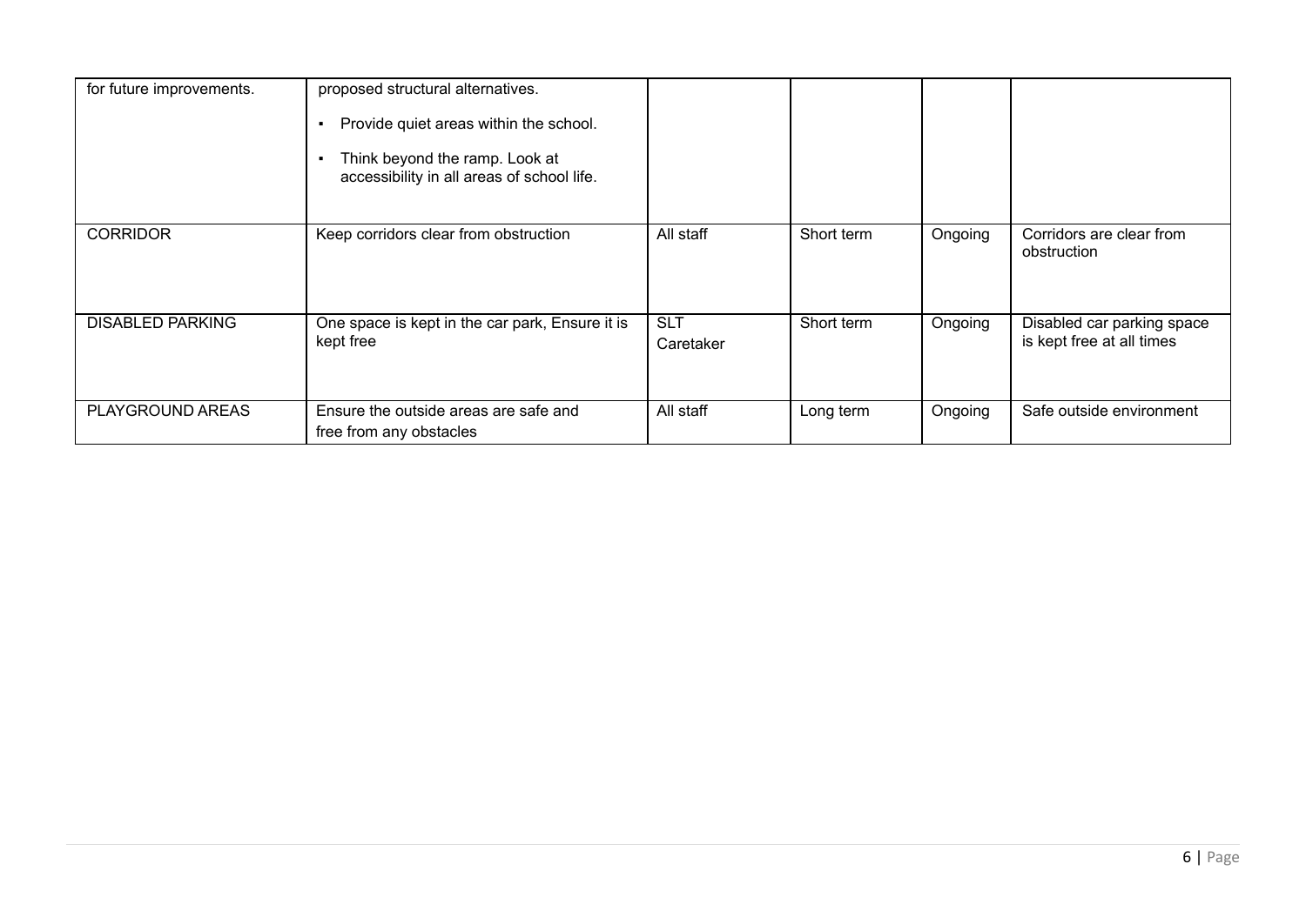| | | | | | |
|---|---|---|---|---|---|
| for future improvements. | proposed structural alternatives.<br>▪ Provide quiet areas within the school.<br>▪ Think beyond the ramp. Look at accessibility in all areas of school life. | | | | |
| CORRIDOR | Keep corridors clear from obstruction | All staff | Short term | Ongoing | Corridors are clear from obstruction |
| DISABLED PARKING | One space is kept in the car park, Ensure it is kept free | SLT<br>Caretaker | Short term | Ongoing | Disabled car parking space is kept free at all times |
| PLAYGROUND AREAS | Ensure the outside areas are safe and free from any obstacles | All staff | Long term | Ongoing | Safe outside environment |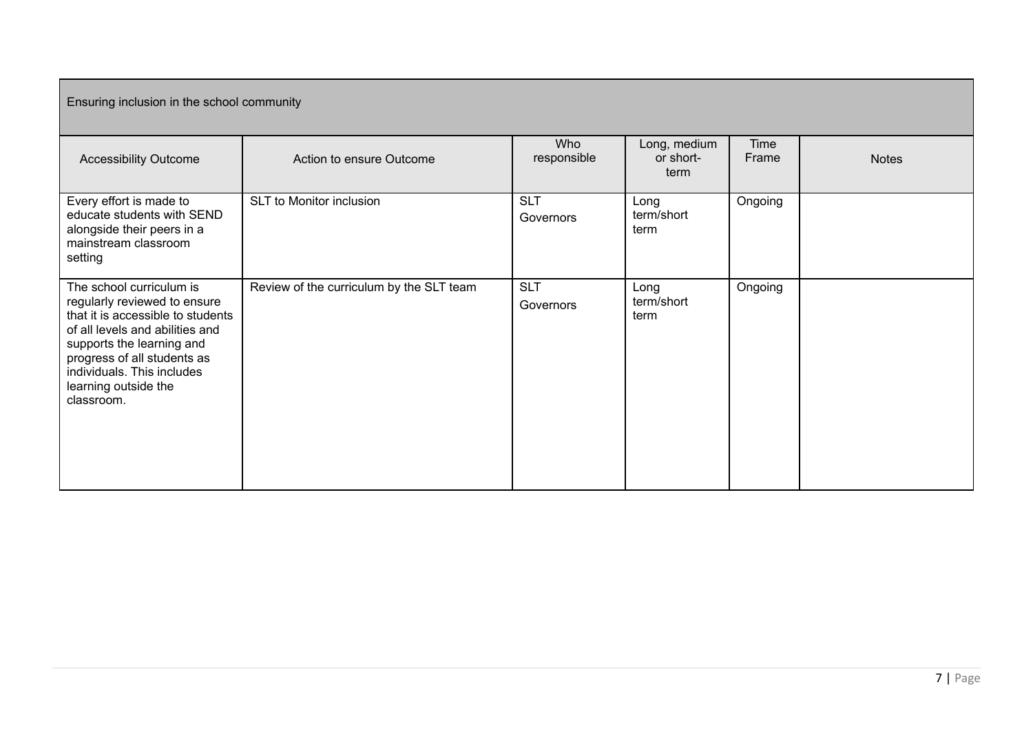| Ensuring inclusion in the school community | | | | | |
|---|---|---|---|---|---|
| Accessibility Outcome | Action to ensure Outcome | Who responsible | Long, medium or short-term | Time Frame | Notes |
| Every effort is made to educate students with SEND alongside their peers in a mainstream classroom setting | SLT to Monitor inclusion | SLT<br>Governors | Long term/short term | Ongoing | |
| The school curriculum is regularly reviewed to ensure that it is accessible to students of all levels and abilities and supports the learning and progress of all students as individuals. This includes learning outside the classroom. | Review of the curriculum by the SLT team | SLT<br>Governors | Long term/short term | Ongoing | |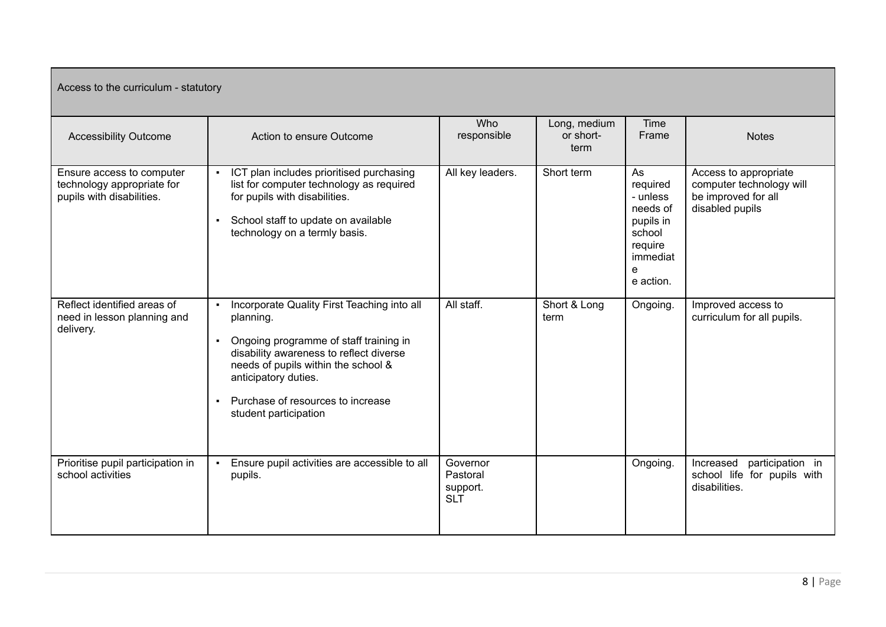| Access to the curriculum - statutory | | | | | |
|---|---|---|---|---|---|
| Accessibility Outcome | Action to ensure Outcome | Who responsible | Long, medium or short-term | Time Frame | Notes |
| Ensure access to computer technology appropriate for pupils with disabilities. | ▪ ICT plan includes prioritised purchasing list for computer technology as required for pupils with disabilities. <br> ▪ School staff to update on available technology on a termly basis. | All key leaders. | Short term | As required - unless needs of pupils in school require immediate action. | Access to appropriate computer technology will be improved for all disabled pupils |
| Reflect identified areas of need in lesson planning and delivery. | ▪ Incorporate Quality First Teaching into all planning. <br> ▪ Ongoing programme of staff training in disability awareness to reflect diverse needs of pupils within the school & anticipatory duties. <br> ▪ Purchase of resources to increase student participation | All staff. | Short & Long term | Ongoing. | Improved access to curriculum for all pupils. |
| Prioritise pupil participation in school activities | ▪ Ensure pupil activities are accessible to all pupils. | Governor Pastoral support. SLT | | Ongoing. | Increased participation in school life for pupils with disabilities. |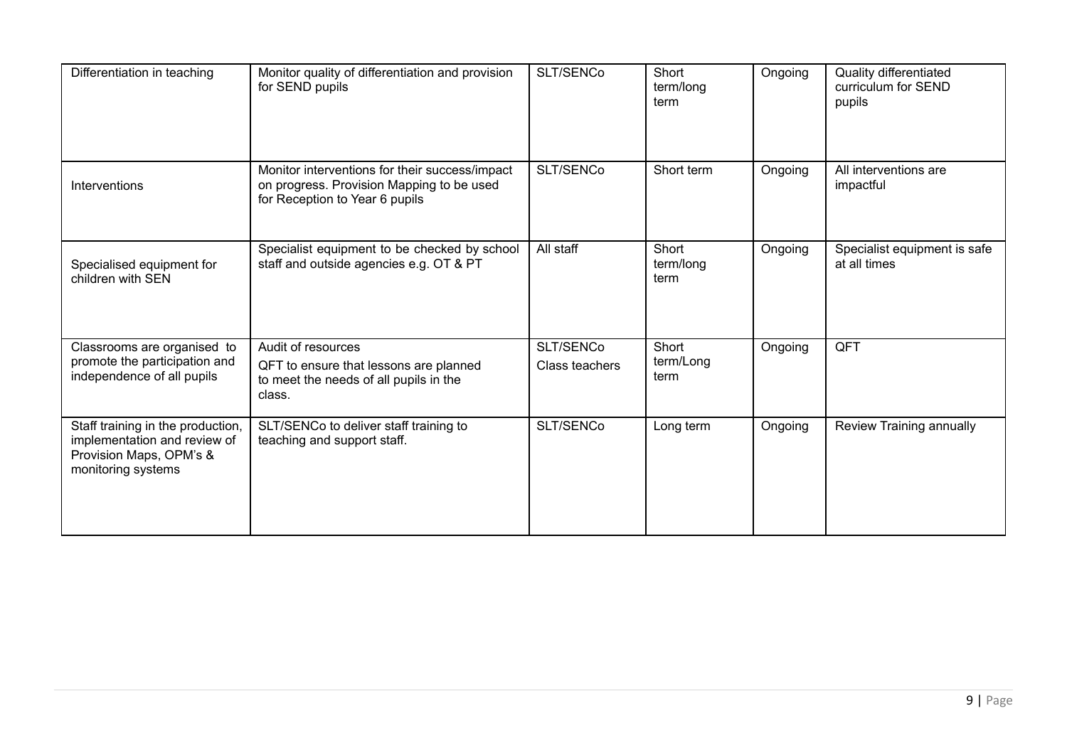| | | | | | |
|---|---|---|---|---|---|
| Differentiation in teaching | Monitor quality of differentiation and provision for SEND pupils | SLT/SENCo | Short term/long term | Ongoing | Quality differentiated curriculum for SEND pupils |
| Interventions | Monitor interventions for their success/impact on progress. Provision Mapping to be used for Reception to Year 6 pupils | SLT/SENCo | Short term | Ongoing | All interventions are impactful |
| Specialised equipment for children with SEN | Specialist equipment to be checked by school staff and outside agencies e.g. OT & PT | All staff | Short term/long term | Ongoing | Specialist equipment is safe at all times |
| Classrooms are organised to promote the participation and independence of all pupils | Audit of resources<br>QFT to ensure that lessons are planned to meet the needs of all pupils in the class. | SLT/SENCo<br>Class teachers | Short term/Long term | Ongoing | QFT |
| Staff training in the production, implementation and review of Provision Maps, OPM's & monitoring systems | SLT/SENCo to deliver staff training to teaching and support staff. | SLT/SENCo | Long term | Ongoing | Review Training annually |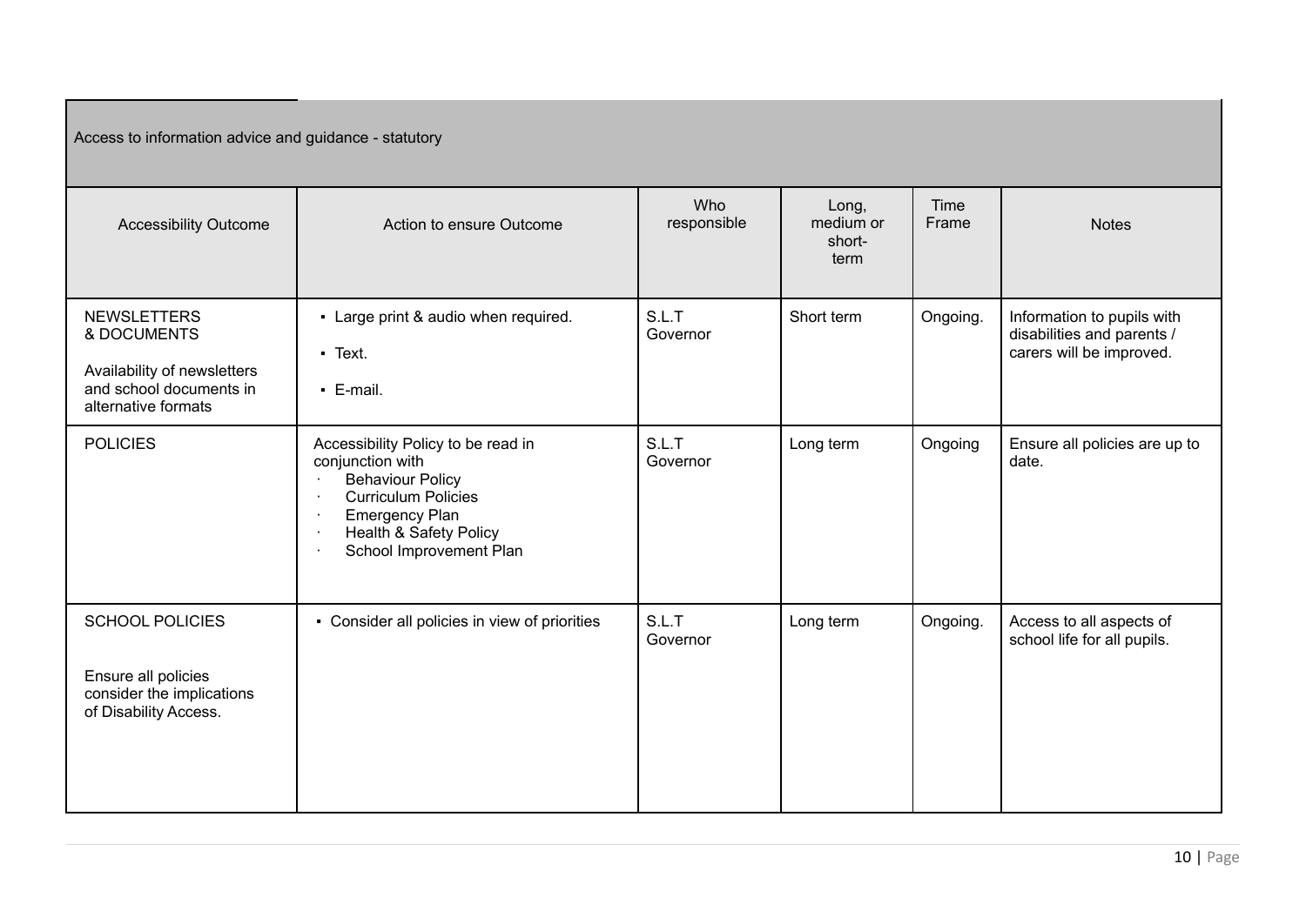| Access to information advice and guidance - statutory | | | | | |
|---|---|---|---|---|---|
| Accessibility Outcome | Action to ensure Outcome | Who responsible | Long, medium or short-term | Time Frame | Notes |
| NEWSLETTERS & DOCUMENTS<br><br>Availability of newsletters and school documents in alternative formats | ▪ Large print & audio when required.<br>▪ Text.<br>▪ E-mail. | S.L.T<br>Governor | Short term | Ongoing. | Information to pupils with disabilities and parents / carers will be improved. |
| POLICIES | Accessibility Policy to be read in conjunction with<br>· Behaviour Policy<br>· Curriculum Policies<br>· Emergency Plan<br>· Health & Safety Policy<br>· School Improvement Plan | S.L.T<br>Governor | Long term | Ongoing | Ensure all policies are up to date. |
| SCHOOL POLICIES<br><br>Ensure all policies consider the implications of Disability Access. | ▪ Consider all policies in view of priorities | S.L.T<br>Governor | Long term | Ongoing. | Access to all aspects of school life for all pupils. |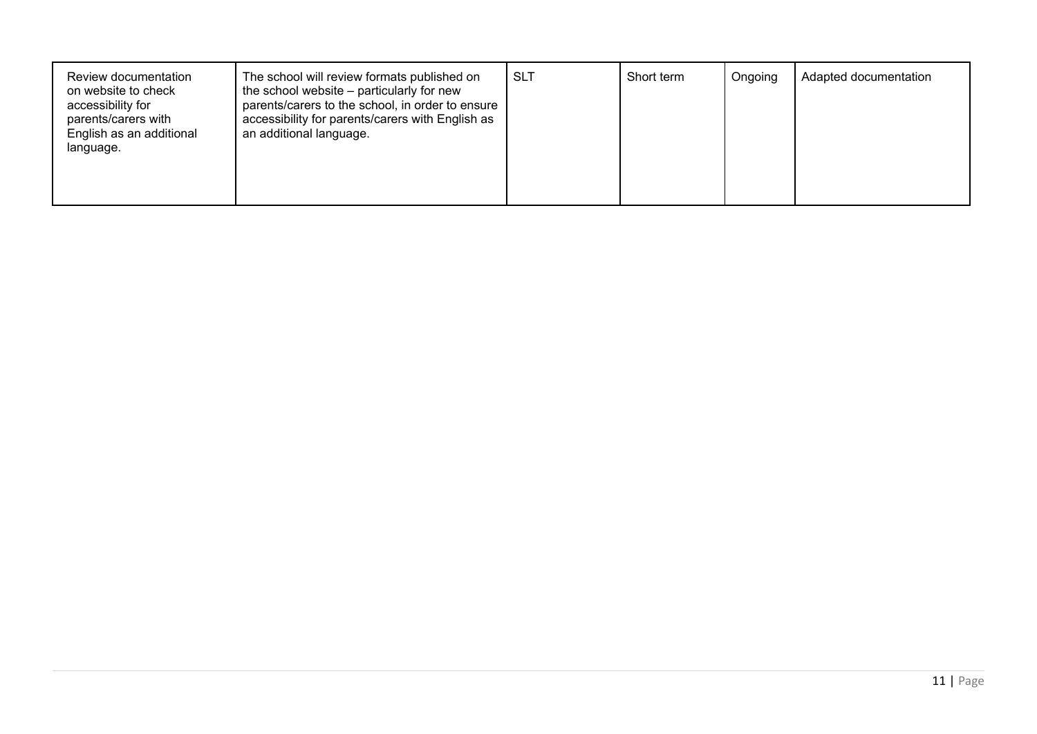| | | | | | |
|---|---|---|---|---|---|
| Review documentation on website to check accessibility for parents/carers with English as an additional language. | The school will review formats published on the school website – particularly for new parents/carers to the school, in order to ensure accessibility for parents/carers with English as an additional language. | SLT | Short term | Ongoing | Adapted documentation |